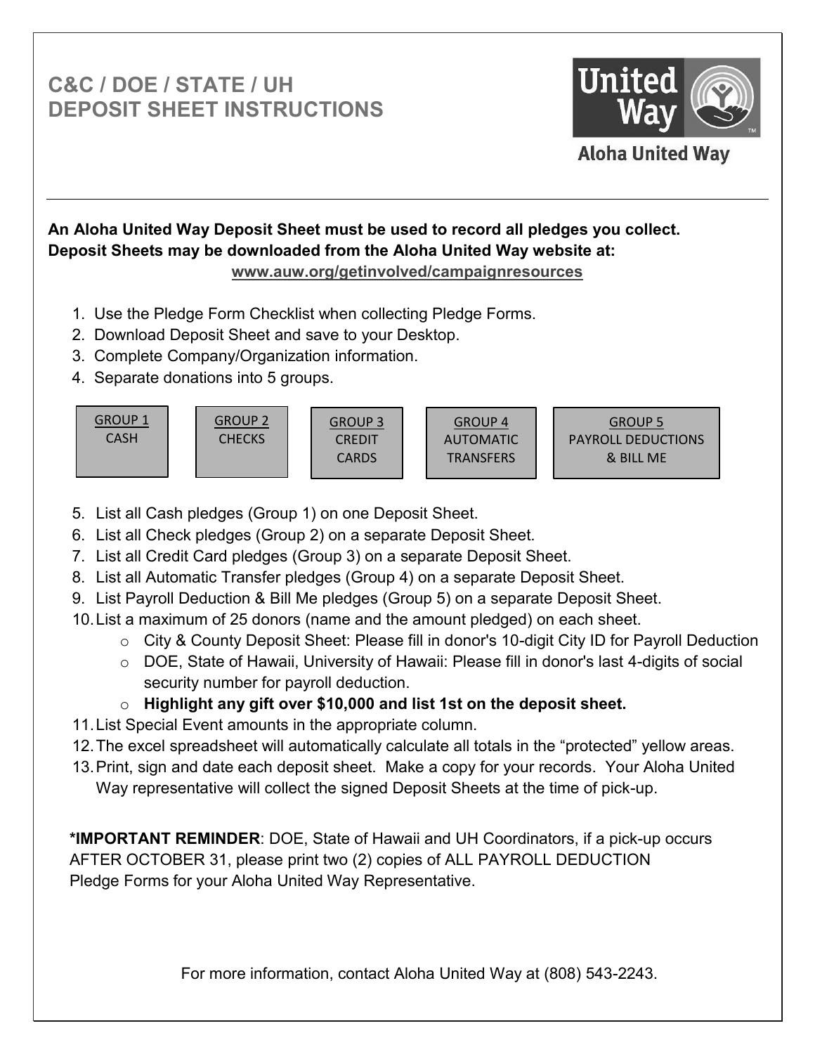# C&C / DOE / STATE / UH
# DEPOSIT SHEET INSTRUCTIONS

Aloha United Way

---

**An Aloha United Way Deposit Sheet must be used to record all pledges you collect. Deposit Sheets may be downloaded from the Aloha United Way website at:**

**www.auw.org/getinvolved/campaignresources**

1. Use the Pledge Form Checklist when collecting Pledge Forms.
2. Download Deposit Sheet and save to your Desktop.
3. Complete Company/Organization information.
4. Separate donations into 5 groups.

| GROUP 1 | GROUP 2 | GROUP 3 | GROUP 4 | GROUP 5 |
|---|---|---|---|---|
| CASH | CHECKS | CREDIT CARDS | AUTOMATIC TRANSFERS | PAYROLL DEDUCTIONS & BILL ME |

5. List all Cash pledges (Group 1) on one Deposit Sheet.
6. List all Check pledges (Group 2) on a separate Deposit Sheet.
7. List all Credit Card pledges (Group 3) on a separate Deposit Sheet.
8. List all Automatic Transfer pledges (Group 4) on a separate Deposit Sheet.
9. List Payroll Deduction & Bill Me pledges (Group 5) on a separate Deposit Sheet.
10. List a maximum of 25 donors (name and the amount pledged) on each sheet.
    - City & County Deposit Sheet: Please fill in donor's 10-digit City ID for Payroll Deduction
    - DOE, State of Hawaii, University of Hawaii: Please fill in donor's last 4-digits of social security number for payroll deduction.
    - **Highlight any gift over $10,000 and list 1st on the deposit sheet.**
11. List Special Event amounts in the appropriate column.
12. The excel spreadsheet will automatically calculate all totals in the "protected" yellow areas.
13. Print, sign and date each deposit sheet. Make a copy for your records. Your Aloha United Way representative will collect the signed Deposit Sheets at the time of pick-up.

***IMPORTANT REMINDER**: DOE, State of Hawaii and UH Coordinators, if a pick-up occurs AFTER OCTOBER 31, please print two (2) copies of ALL PAYROLL DEDUCTION Pledge Forms for your Aloha United Way Representative.

For more information, contact Aloha United Way at (808) 543-2243.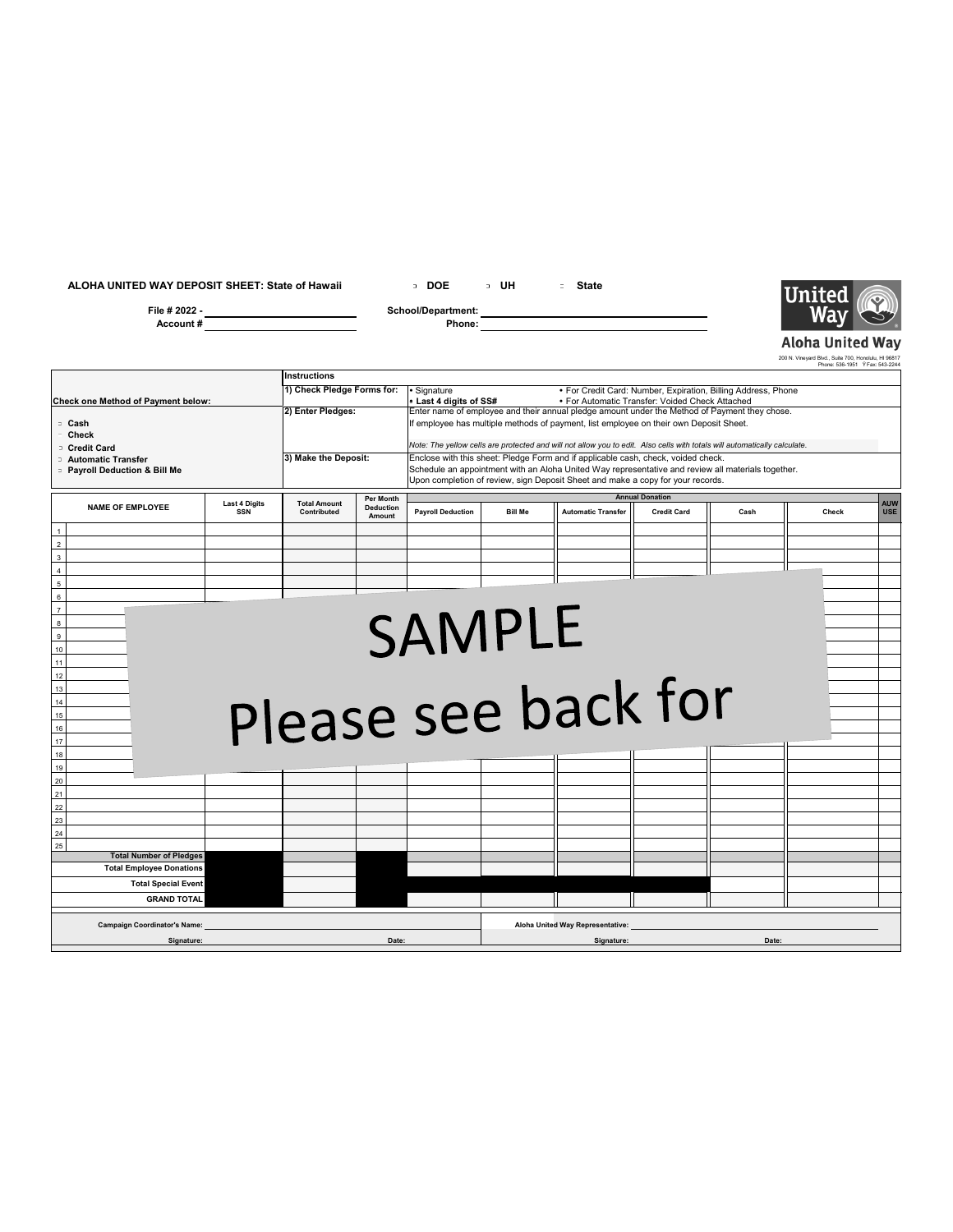**ALOHA UNITED WAY DEPOSIT SHEET: State of Hawaii** ☐ **DOE** ☐ **UH** ☐ **State**

**File # 2022 -** ______________________ **School/Department:** ______________________

**Account #** ______________________ **Phone:** ______________________

Aloha United Way

200 N. Vineyard Blvd., Suite 700, Honolulu, HI 96817
Phone: 536-1951 Fax: 543-2244

| | Instructions | |
|---|---|---|
| **Check one Method of Payment below:** | **1) Check Pledge Forms for:** | • Signature • For Credit Card: Number, Expiration, Billing Address, Phone<br>• **Last 4 digits of SS#** • For Automatic Transfer: Voided Check Attached |
| ☐ **Cash**<br>☐ **Check**<br>☐ **Credit Card**<br>☐ **Automatic Transfer**<br>☐ **Payroll Deduction & Bill Me** | **2) Enter Pledges:** | Enter name of employee and their annual pledge amount under the Method of Payment they chose.<br>If employee has multiple methods of payment, list employee on their own Deposit Sheet.<br>*Note: The yellow cells are protected and will not allow you to edit. Also cells with totals will automatically calculate.* |
| | **3) Make the Deposit:** | Enclose with this sheet: Pledge Form and if applicable cash, check, voided check.<br>Schedule an appointment with an Aloha United Way representative and review all materials together.<br>Upon completion of review, sign Deposit Sheet and make a copy for your records. |

| | NAME OF EMPLOYEE | Last 4 Digits SSN | Total Amount Contributed | Per Month Deduction Amount | Annual Donation | | | | | | AUW USE |
|---|---|---|---|---|---|---|---|---|---|---|---|
| | | | | | Payroll Deduction | Bill Me | Automatic Transfer | Credit Card | Cash | Check | |
| 1 | | | | | | | | | | | |
| 2 | | | | | | | | | | | |
| 3 | | | | | | | | | | | |
| 4 | | | | | | | | | | | |
| 5 | | | | | | | | | | | |
| 6 | | | | | | | | | | | |
| 7 | | | | | | | | | | | |
| 8 | | | | | | | | | | | |
| 9 | | | | | | | | | | | |
| 10 | | | | | | | | | | | |
| 11 | | | | | | | | | | | |
| 12 | | | | | | | | | | | |
| 13 | | | | | | | | | | | |
| 14 | | | | | | | | | | | |
| 15 | | | | | | | | | | | |
| 16 | | | | | | | | | | | |
| 17 | | | | | | | | | | | |
| 18 | | | | | | | | | | | |
| 19 | | | | | | | | | | | |
| 20 | | | | | | | | | | | |
| 21 | | | | | | | | | | | |
| 22 | | | | | | | | | | | |
| 23 | | | | | | | | | | | |
| 24 | | | | | | | | | | | |
| 25 | | | | | | | | | | | |
| | **Total Number of Pledges** | | | | | | | | | | |
| | **Total Employee Donations** | | | | | | | | | | |
| | **Total Special Event** | | | | | | | | | | |
| | **GRAND TOTAL** | | | | | | | | | | |

SAMPLE

Please see back for

**Campaign Coordinator's Name:** ______________________ **Aloha United Way Representative:** ______________________

**Signature:** ______________ **Date:** ______________ **Signature:** ______________ **Date:** ______________